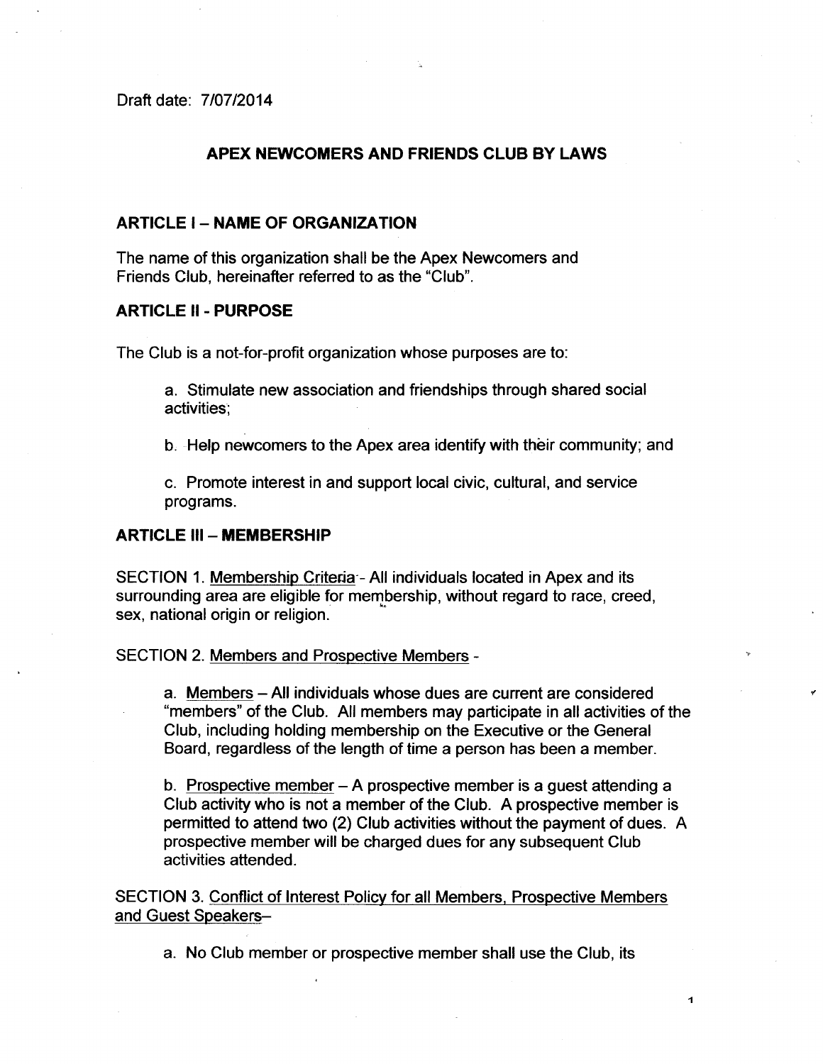Draft date: 7/07/2014

# APEX NEWCOMERS AND FRIENDS CLUB BY LAWS

## ARTICLE I – NAME OF ORGANIZATION

The name of this organization shall be the Apex Newcomers and Friends Club, hereinafter referred to as the "Club".

## ARTICLE II - PURPOSE

The Club is a not-for-profit organization whose purposes are to:

a. Stimulate new association and friendships through shared social activities;

b. Help newcomers to the Apex area identify with their community; and

c. Promote interest in and support local civic, cultural, and service programs.

## ARTICLE III – MEMBERSHIP

SECTION 1. Membership Criteria - All individuals located in Apex and its surrounding area are eligible for membership, without regard to race, creed, sex, national origin or religion.

SECTION 2. Members and Prospective Members -

a. Members – All individuals whose dues are current are considered "members" of the Club. All members may participate in all activities of the Club, including holding membership on the Executive or the General Board, regardless of the length of time a person has been a member.

b. Prospective member – A prospective member is a guest attending a Club activity who is not a member of the Club. A prospective member is permitted to attend two (2) Club activities without the payment of dues. A prospective member will be charged dues for any subsequent Club activities attended.

SECTION 3. Conflict of Interest Policy for all Members, Prospective Members and Guest Speakers–

a. No Club member or prospective member shall use the Club, its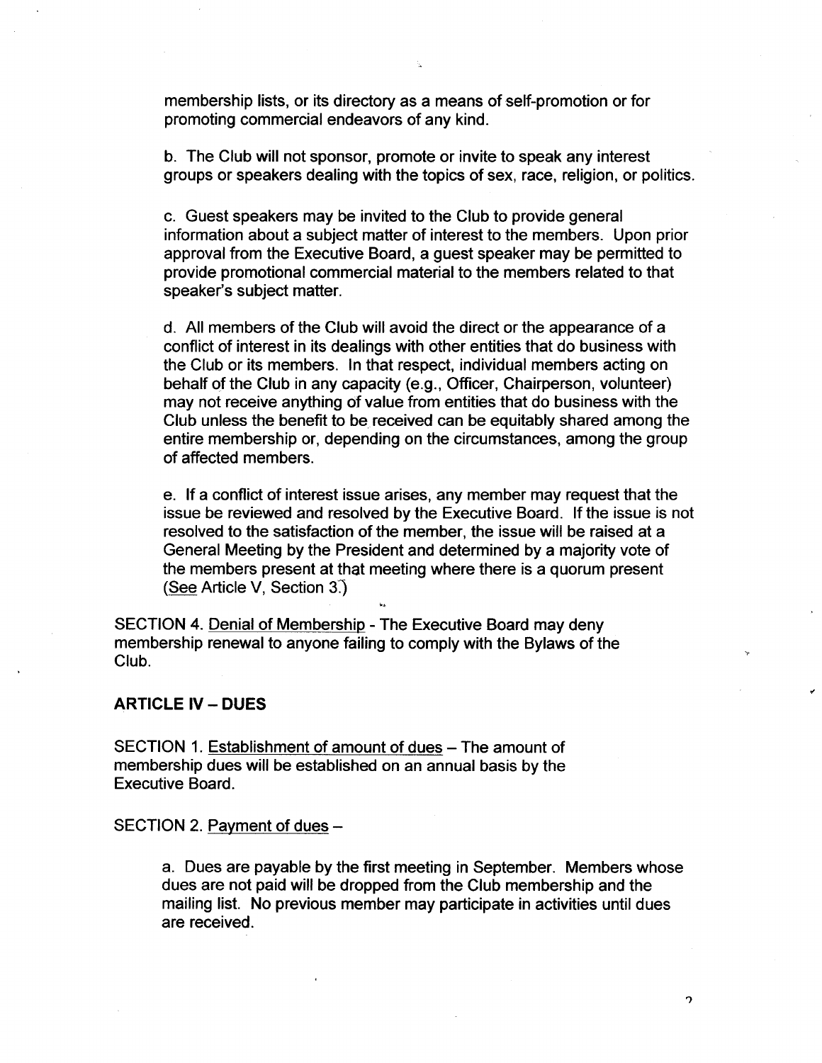membership lists, or its directory as a means of self-promotion or for promoting commercial endeavors of any kind.

b. The Club will not sponsor, promote or invite to speak any interest groups or speakers dealing with the topics of sex, race, religion, or politics.

c. Guest speakers may be invited to the Club to provide general information about a subject matter of interest to the members. Upon prior approval from the Executive Board, a guest speaker may be permitted to provide promotional commercial material to the members related to that speaker's subject matter.

d. All members of the Club will avoid the direct or the appearance of a conflict of interest in its dealings with other entities that do business with the Club or its members. In that respect, individual members acting on behalf of the Club in any capacity (e.g., Officer, Chairperson, volunteer) may not receive anything of value from entities that do business with the Club unless the benefit to be received can be equitably shared among the entire membership or, depending on the circumstances, among the group of affected members.

e. If a conflict of interest issue arises, any member may request that the issue be reviewed and resolved by the Executive Board. If the issue is not resolved to the satisfaction of the member, the issue will be raised at a General Meeting by the President and determined by a majority vote of the members present at that meeting where there is a quorum present (See Article V, Section 3.)

SECTION 4. Denial of Membership - The Executive Board may deny membership renewal to anyone failing to comply with the Bylaws of the Club.

## ARTICLE IV – DUES

SECTION 1. Establishment of amount of dues – The amount of membership dues will be established on an annual basis by the Executive Board.

SECTION 2. Payment of dues –

a. Dues are payable by the first meeting in September. Members whose dues are not paid will be dropped from the Club membership and the mailing list. No previous member may participate in activities until dues are received.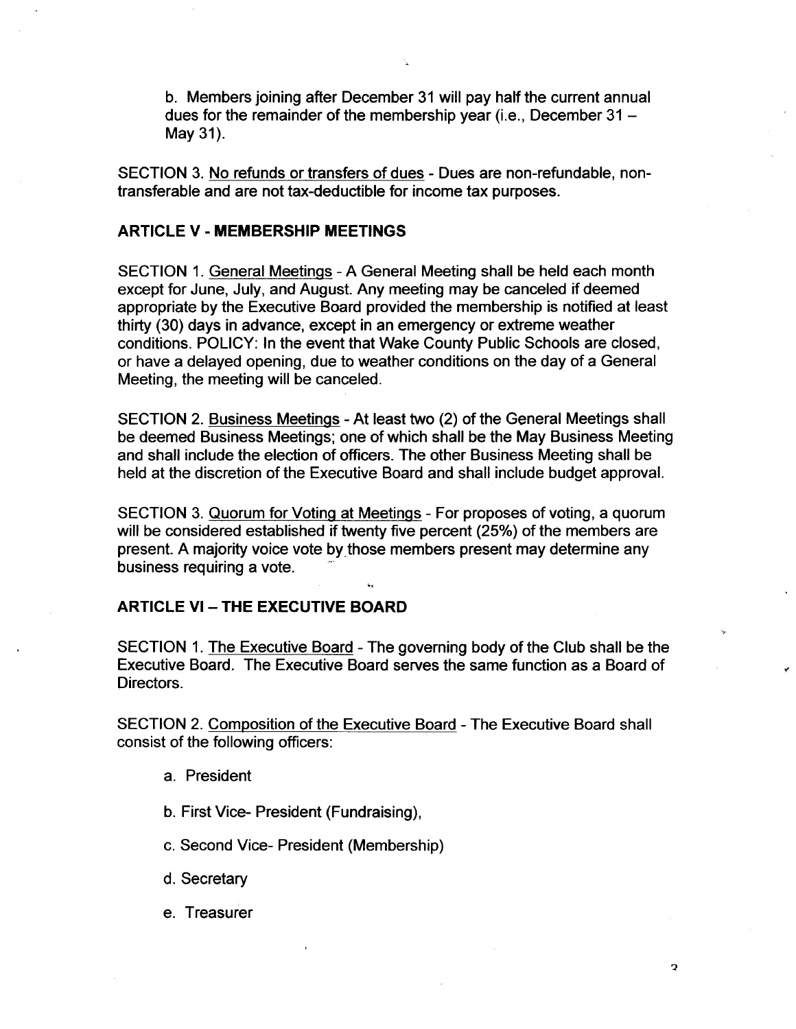b. Members joining after December 31 will pay half the current annual dues for the remainder of the membership year (i.e., December 31 – May 31).

SECTION 3. No refunds or transfers of dues - Dues are non-refundable, non-transferable and are not tax-deductible for income tax purposes.

## ARTICLE V - MEMBERSHIP MEETINGS

SECTION 1. General Meetings - A General Meeting shall be held each month except for June, July, and August. Any meeting may be canceled if deemed appropriate by the Executive Board provided the membership is notified at least thirty (30) days in advance, except in an emergency or extreme weather conditions. POLICY: In the event that Wake County Public Schools are closed, or have a delayed opening, due to weather conditions on the day of a General Meeting, the meeting will be canceled.

SECTION 2. Business Meetings - At least two (2) of the General Meetings shall be deemed Business Meetings; one of which shall be the May Business Meeting and shall include the election of officers. The other Business Meeting shall be held at the discretion of the Executive Board and shall include budget approval.

SECTION 3. Quorum for Voting at Meetings - For proposes of voting, a quorum will be considered established if twenty five percent (25%) of the members are present. A majority voice vote by those members present may determine any business requiring a vote.

## ARTICLE VI – THE EXECUTIVE BOARD

SECTION 1. The Executive Board - The governing body of the Club shall be the Executive Board. The Executive Board serves the same function as a Board of Directors.

SECTION 2. Composition of the Executive Board - The Executive Board shall consist of the following officers:

a. President

b. First Vice- President (Fundraising),

c. Second Vice- President (Membership)

d. Secretary

e. Treasurer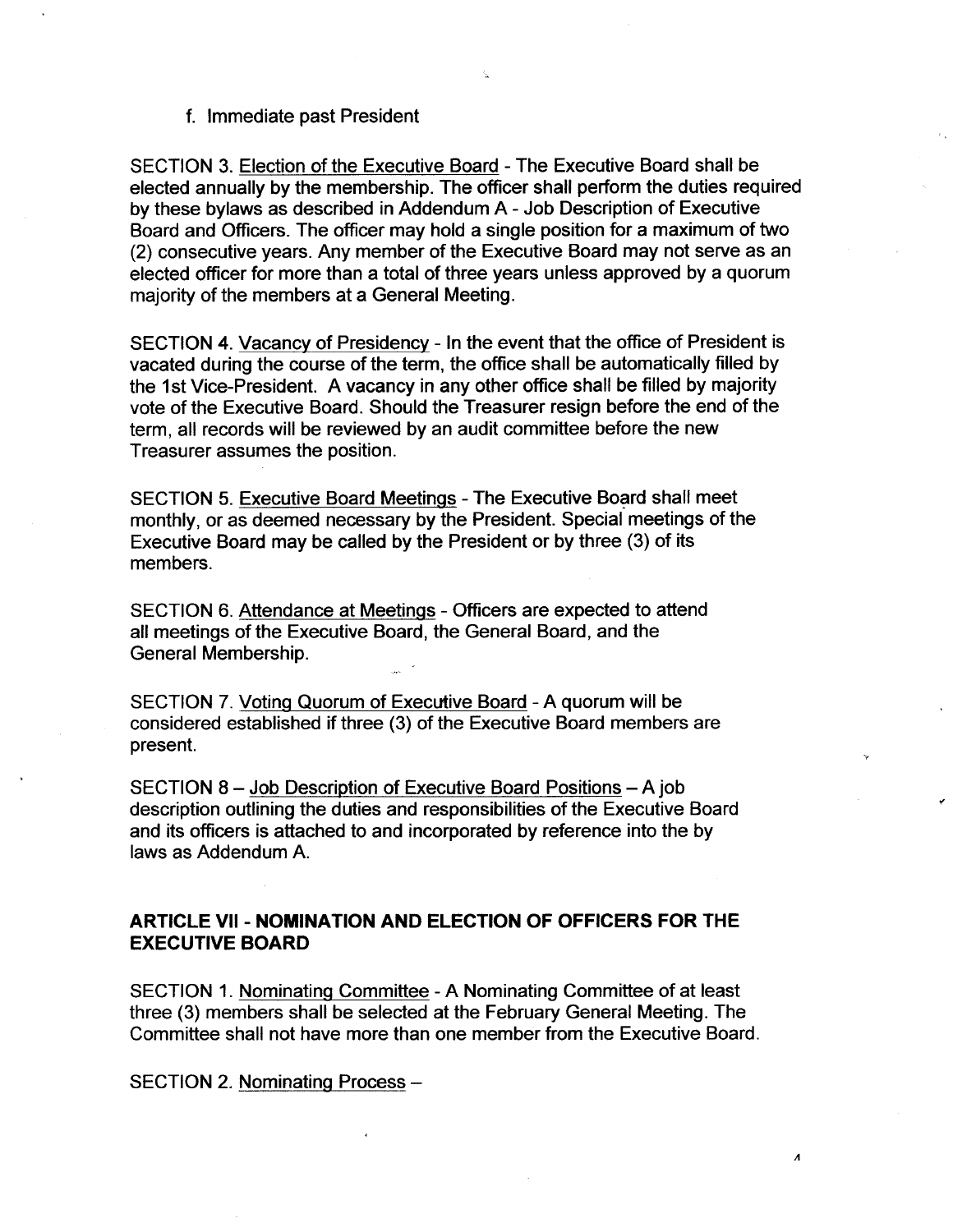f. Immediate past President

SECTION 3. Election of the Executive Board - The Executive Board shall be elected annually by the membership. The officer shall perform the duties required by these bylaws as described in Addendum A - Job Description of Executive Board and Officers. The officer may hold a single position for a maximum of two (2) consecutive years. Any member of the Executive Board may not serve as an elected officer for more than a total of three years unless approved by a quorum majority of the members at a General Meeting.

SECTION 4. Vacancy of Presidency - In the event that the office of President is vacated during the course of the term, the office shall be automatically filled by the 1st Vice-President. A vacancy in any other office shall be filled by majority vote of the Executive Board. Should the Treasurer resign before the end of the term, all records will be reviewed by an audit committee before the new Treasurer assumes the position.

SECTION 5. Executive Board Meetings - The Executive Board shall meet monthly, or as deemed necessary by the President. Special meetings of the Executive Board may be called by the President or by three (3) of its members.

SECTION 6. Attendance at Meetings - Officers are expected to attend all meetings of the Executive Board, the General Board, and the General Membership.

SECTION 7. Voting Quorum of Executive Board - A quorum will be considered established if three (3) of the Executive Board members are present.

SECTION 8 – Job Description of Executive Board Positions – A job description outlining the duties and responsibilities of the Executive Board and its officers is attached to and incorporated by reference into the by laws as Addendum A.

## ARTICLE VII - NOMINATION AND ELECTION OF OFFICERS FOR THE EXECUTIVE BOARD

SECTION 1. Nominating Committee - A Nominating Committee of at least three (3) members shall be selected at the February General Meeting. The Committee shall not have more than one member from the Executive Board.

SECTION 2. Nominating Process –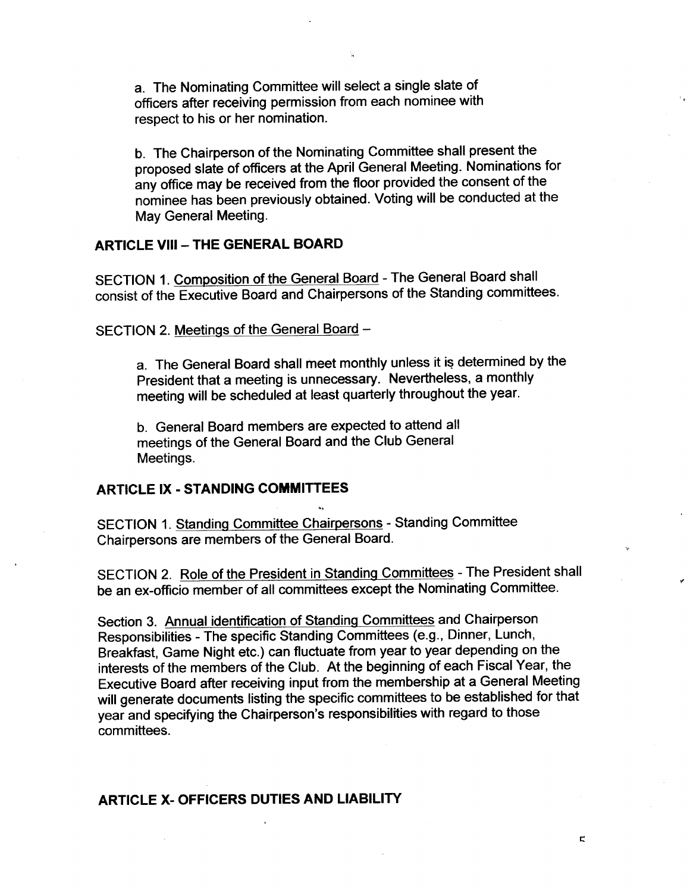a. The Nominating Committee will select a single slate of officers after receiving permission from each nominee with respect to his or her nomination.

b. The Chairperson of the Nominating Committee shall present the proposed slate of officers at the April General Meeting. Nominations for any office may be received from the floor provided the consent of the nominee has been previously obtained. Voting will be conducted at the May General Meeting.

## ARTICLE VIII – THE GENERAL BOARD

SECTION 1. Composition of the General Board - The General Board shall consist of the Executive Board and Chairpersons of the Standing committees.

SECTION 2. Meetings of the General Board –

a. The General Board shall meet monthly unless it is determined by the President that a meeting is unnecessary. Nevertheless, a monthly meeting will be scheduled at least quarterly throughout the year.

b. General Board members are expected to attend all meetings of the General Board and the Club General Meetings.

## ARTICLE IX - STANDING COMMITTEES

SECTION 1. Standing Committee Chairpersons - Standing Committee Chairpersons are members of the General Board.

SECTION 2. Role of the President in Standing Committees - The President shall be an ex-officio member of all committees except the Nominating Committee.

Section 3. Annual identification of Standing Committees and Chairperson Responsibilities - The specific Standing Committees (e.g., Dinner, Lunch, Breakfast, Game Night etc.) can fluctuate from year to year depending on the interests of the members of the Club. At the beginning of each Fiscal Year, the Executive Board after receiving input from the membership at a General Meeting will generate documents listing the specific committees to be established for that year and specifying the Chairperson's responsibilities with regard to those committees.

## ARTICLE X- OFFICERS DUTIES AND LIABILITY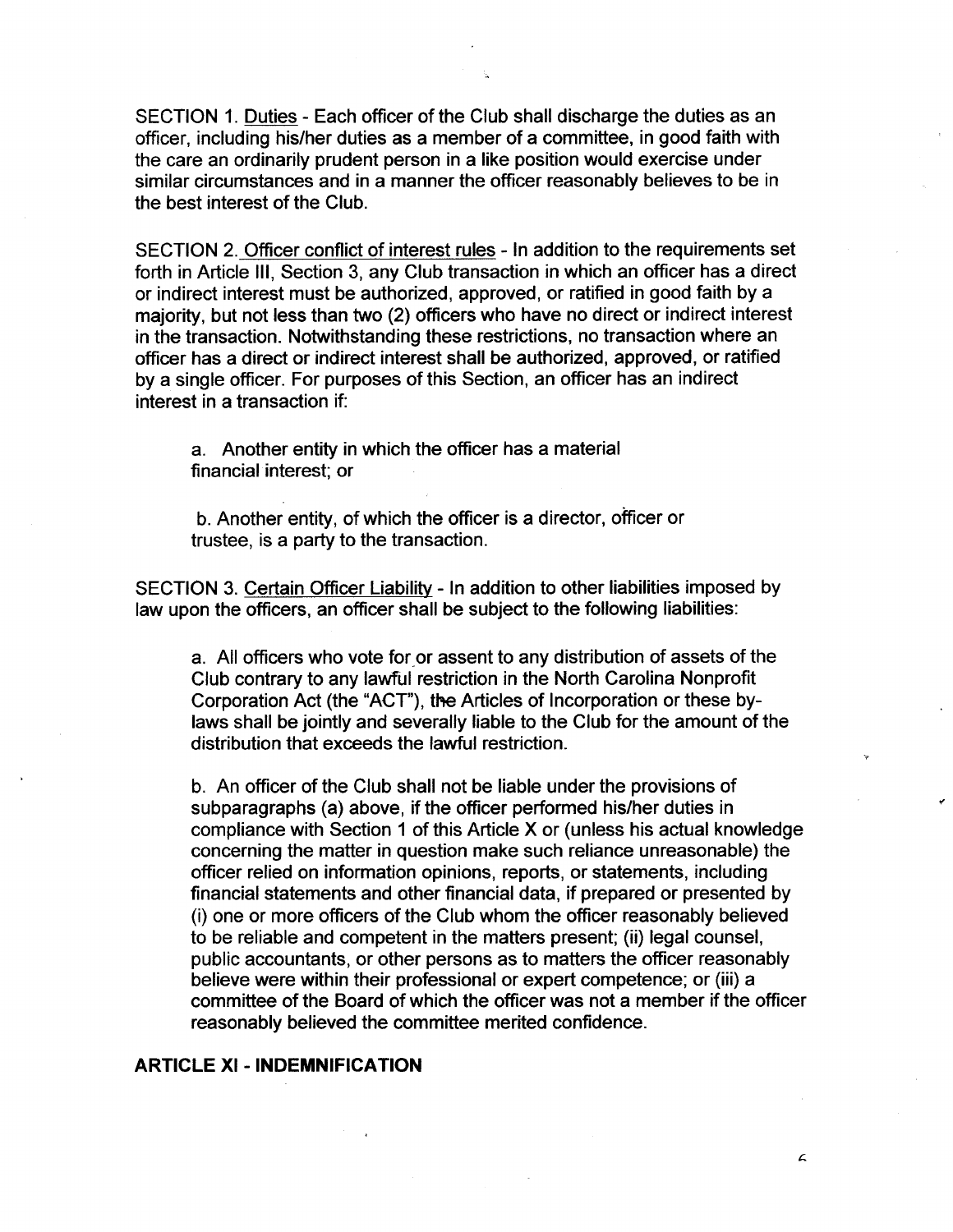SECTION 1. Duties - Each officer of the Club shall discharge the duties as an officer, including his/her duties as a member of a committee, in good faith with the care an ordinarily prudent person in a like position would exercise under similar circumstances and in a manner the officer reasonably believes to be in the best interest of the Club.

SECTION 2. Officer conflict of interest rules - In addition to the requirements set forth in Article III, Section 3, any Club transaction in which an officer has a direct or indirect interest must be authorized, approved, or ratified in good faith by a majority, but not less than two (2) officers who have no direct or indirect interest in the transaction. Notwithstanding these restrictions, no transaction where an officer has a direct or indirect interest shall be authorized, approved, or ratified by a single officer. For purposes of this Section, an officer has an indirect interest in a transaction if:

a. Another entity in which the officer has a material financial interest; or

b. Another entity, of which the officer is a director, officer or trustee, is a party to the transaction.

SECTION 3. Certain Officer Liability - In addition to other liabilities imposed by law upon the officers, an officer shall be subject to the following liabilities:

a. All officers who vote for or assent to any distribution of assets of the Club contrary to any lawful restriction in the North Carolina Nonprofit Corporation Act (the "ACT"), the Articles of Incorporation or these by-laws shall be jointly and severally liable to the Club for the amount of the distribution that exceeds the lawful restriction.

b. An officer of the Club shall not be liable under the provisions of subparagraphs (a) above, if the officer performed his/her duties in compliance with Section 1 of this Article X or (unless his actual knowledge concerning the matter in question make such reliance unreasonable) the officer relied on information opinions, reports, or statements, including financial statements and other financial data, if prepared or presented by (i) one or more officers of the Club whom the officer reasonably believed to be reliable and competent in the matters present; (ii) legal counsel, public accountants, or other persons as to matters the officer reasonably believe were within their professional or expert competence; or (iii) a committee of the Board of which the officer was not a member if the officer reasonably believed the committee merited confidence.

## ARTICLE XI - INDEMNIFICATION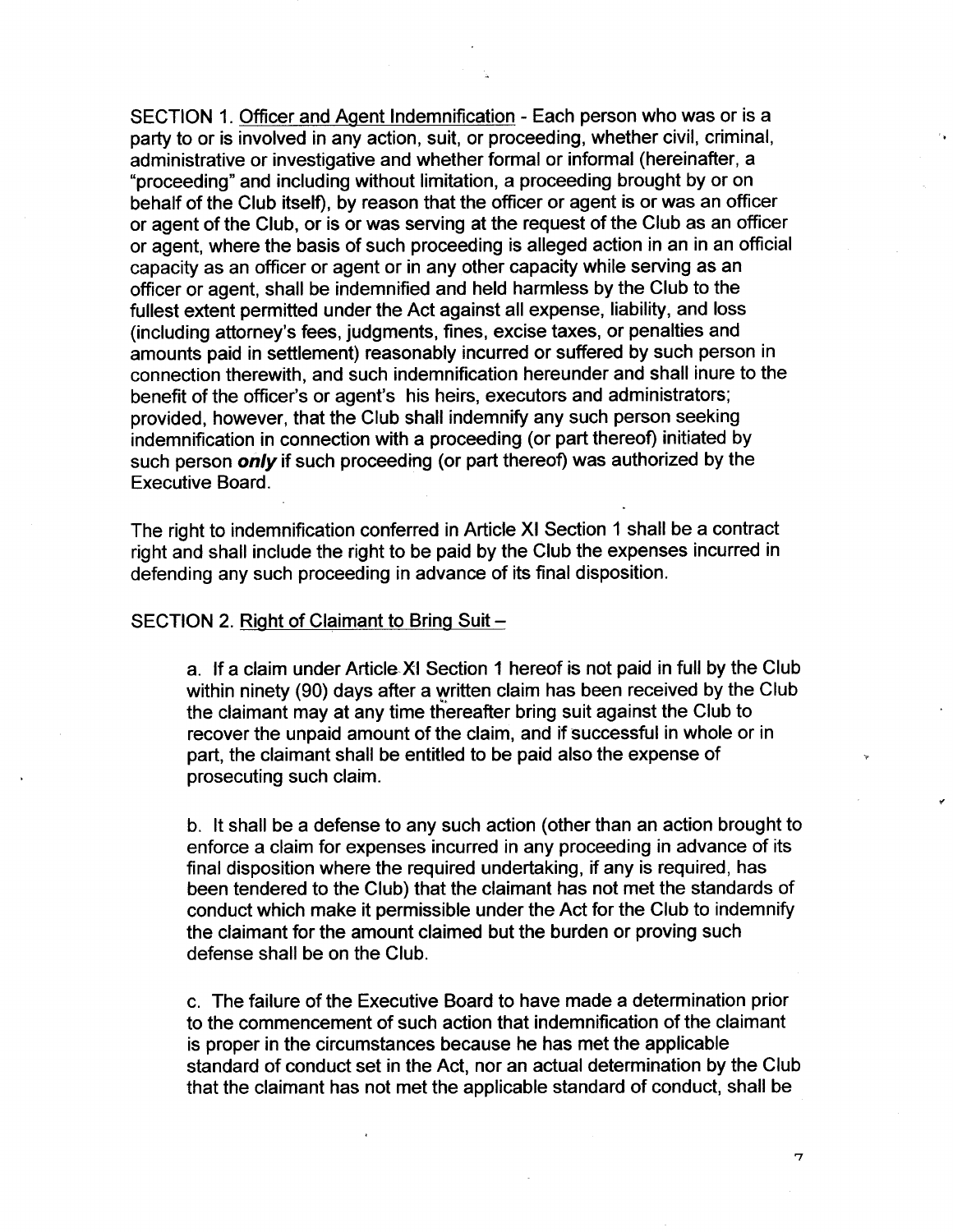SECTION 1. Officer and Agent Indemnification - Each person who was or is a party to or is involved in any action, suit, or proceeding, whether civil, criminal, administrative or investigative and whether formal or informal (hereinafter, a "proceeding" and including without limitation, a proceeding brought by or on behalf of the Club itself), by reason that the officer or agent is or was an officer or agent of the Club, or is or was serving at the request of the Club as an officer or agent, where the basis of such proceeding is alleged action in an in an official capacity as an officer or agent or in any other capacity while serving as an officer or agent, shall be indemnified and held harmless by the Club to the fullest extent permitted under the Act against all expense, liability, and loss (including attorney's fees, judgments, fines, excise taxes, or penalties and amounts paid in settlement) reasonably incurred or suffered by such person in connection therewith, and such indemnification hereunder and shall inure to the benefit of the officer's or agent's his heirs, executors and administrators; provided, however, that the Club shall indemnify any such person seeking indemnification in connection with a proceeding (or part thereof) initiated by such person ***only*** if such proceeding (or part thereof) was authorized by the Executive Board.

The right to indemnification conferred in Article XI Section 1 shall be a contract right and shall include the right to be paid by the Club the expenses incurred in defending any such proceeding in advance of its final disposition.

SECTION 2. Right of Claimant to Bring Suit –

a. If a claim under Article XI Section 1 hereof is not paid in full by the Club within ninety (90) days after a written claim has been received by the Club the claimant may at any time thereafter bring suit against the Club to recover the unpaid amount of the claim, and if successful in whole or in part, the claimant shall be entitled to be paid also the expense of prosecuting such claim.

b. It shall be a defense to any such action (other than an action brought to enforce a claim for expenses incurred in any proceeding in advance of its final disposition where the required undertaking, if any is required, has been tendered to the Club) that the claimant has not met the standards of conduct which make it permissible under the Act for the Club to indemnify the claimant for the amount claimed but the burden or proving such defense shall be on the Club.

c. The failure of the Executive Board to have made a determination prior to the commencement of such action that indemnification of the claimant is proper in the circumstances because he has met the applicable standard of conduct set in the Act, nor an actual determination by the Club that the claimant has not met the applicable standard of conduct, shall be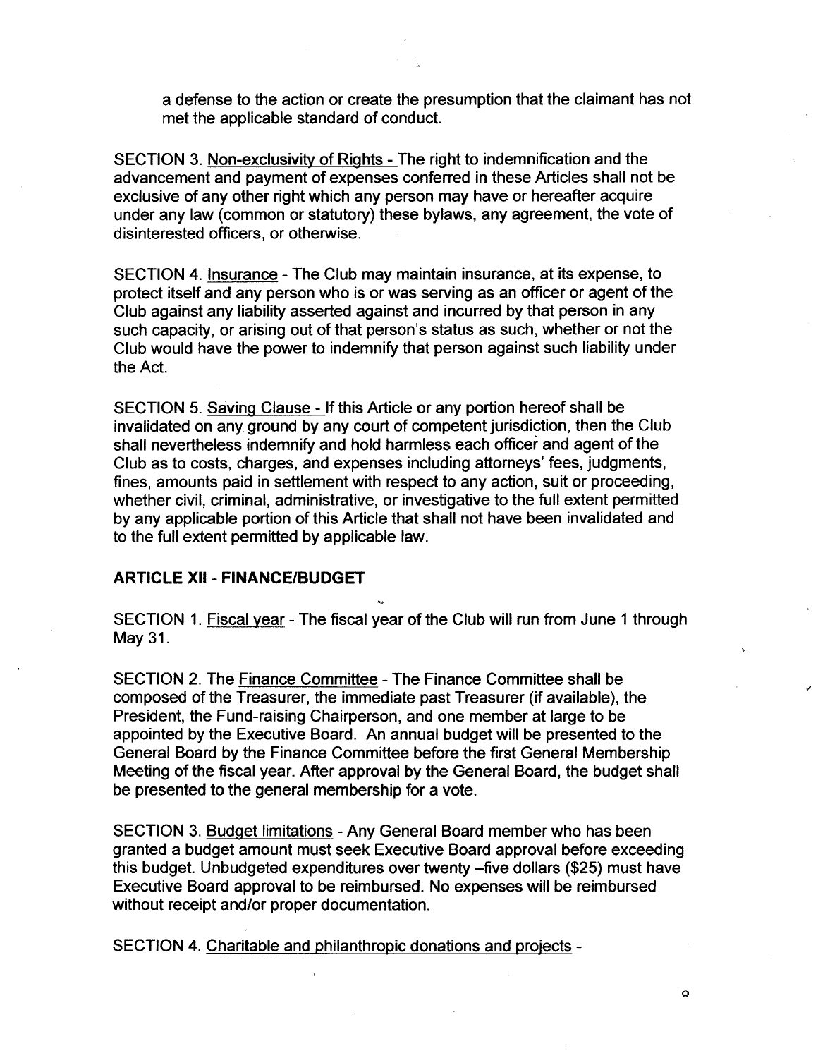a defense to the action or create the presumption that the claimant has not met the applicable standard of conduct.

SECTION 3. Non-exclusivity of Rights - The right to indemnification and the advancement and payment of expenses conferred in these Articles shall not be exclusive of any other right which any person may have or hereafter acquire under any law (common or statutory) these bylaws, any agreement, the vote of disinterested officers, or otherwise.

SECTION 4. Insurance - The Club may maintain insurance, at its expense, to protect itself and any person who is or was serving as an officer or agent of the Club against any liability asserted against and incurred by that person in any such capacity, or arising out of that person's status as such, whether or not the Club would have the power to indemnify that person against such liability under the Act.

SECTION 5. Saving Clause - If this Article or any portion hereof shall be invalidated on any ground by any court of competent jurisdiction, then the Club shall nevertheless indemnify and hold harmless each officer and agent of the Club as to costs, charges, and expenses including attorneys' fees, judgments, fines, amounts paid in settlement with respect to any action, suit or proceeding, whether civil, criminal, administrative, or investigative to the full extent permitted by any applicable portion of this Article that shall not have been invalidated and to the full extent permitted by applicable law.

## ARTICLE XII - FINANCE/BUDGET

SECTION 1. Fiscal year - The fiscal year of the Club will run from June 1 through May 31.

SECTION 2. The Finance Committee - The Finance Committee shall be composed of the Treasurer, the immediate past Treasurer (if available), the President, the Fund-raising Chairperson, and one member at large to be appointed by the Executive Board. An annual budget will be presented to the General Board by the Finance Committee before the first General Membership Meeting of the fiscal year. After approval by the General Board, the budget shall be presented to the general membership for a vote.

SECTION 3. Budget limitations - Any General Board member who has been granted a budget amount must seek Executive Board approval before exceeding this budget. Unbudgeted expenditures over twenty –five dollars ($25) must have Executive Board approval to be reimbursed. No expenses will be reimbursed without receipt and/or proper documentation.

SECTION 4. Charitable and philanthropic donations and projects -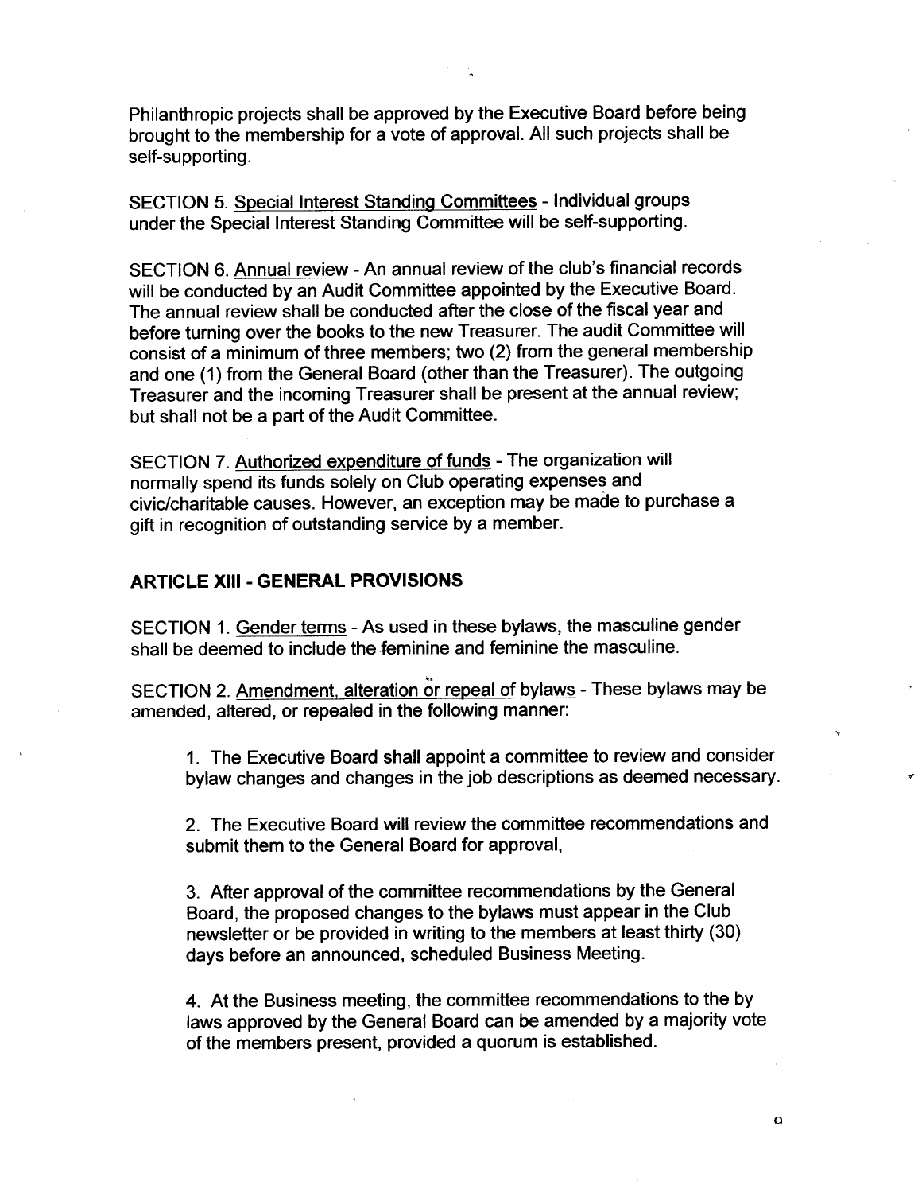Philanthropic projects shall be approved by the Executive Board before being brought to the membership for a vote of approval. All such projects shall be self-supporting.

SECTION 5. Special Interest Standing Committees - Individual groups under the Special Interest Standing Committee will be self-supporting.

SECTION 6. Annual review - An annual review of the club's financial records will be conducted by an Audit Committee appointed by the Executive Board. The annual review shall be conducted after the close of the fiscal year and before turning over the books to the new Treasurer. The audit Committee will consist of a minimum of three members; two (2) from the general membership and one (1) from the General Board (other than the Treasurer). The outgoing Treasurer and the incoming Treasurer shall be present at the annual review; but shall not be a part of the Audit Committee.

SECTION 7. Authorized expenditure of funds - The organization will normally spend its funds solely on Club operating expenses and civic/charitable causes. However, an exception may be made to purchase a gift in recognition of outstanding service by a member.

## ARTICLE XIII - GENERAL PROVISIONS

SECTION 1. Gender terms - As used in these bylaws, the masculine gender shall be deemed to include the feminine and feminine the masculine.

SECTION 2. Amendment, alteration or repeal of bylaws - These bylaws may be amended, altered, or repealed in the following manner:

1. The Executive Board shall appoint a committee to review and consider bylaw changes and changes in the job descriptions as deemed necessary.

2. The Executive Board will review the committee recommendations and submit them to the General Board for approval,

3. After approval of the committee recommendations by the General Board, the proposed changes to the bylaws must appear in the Club newsletter or be provided in writing to the members at least thirty (30) days before an announced, scheduled Business Meeting.

4. At the Business meeting, the committee recommendations to the by laws approved by the General Board can be amended by a majority vote of the members present, provided a quorum is established.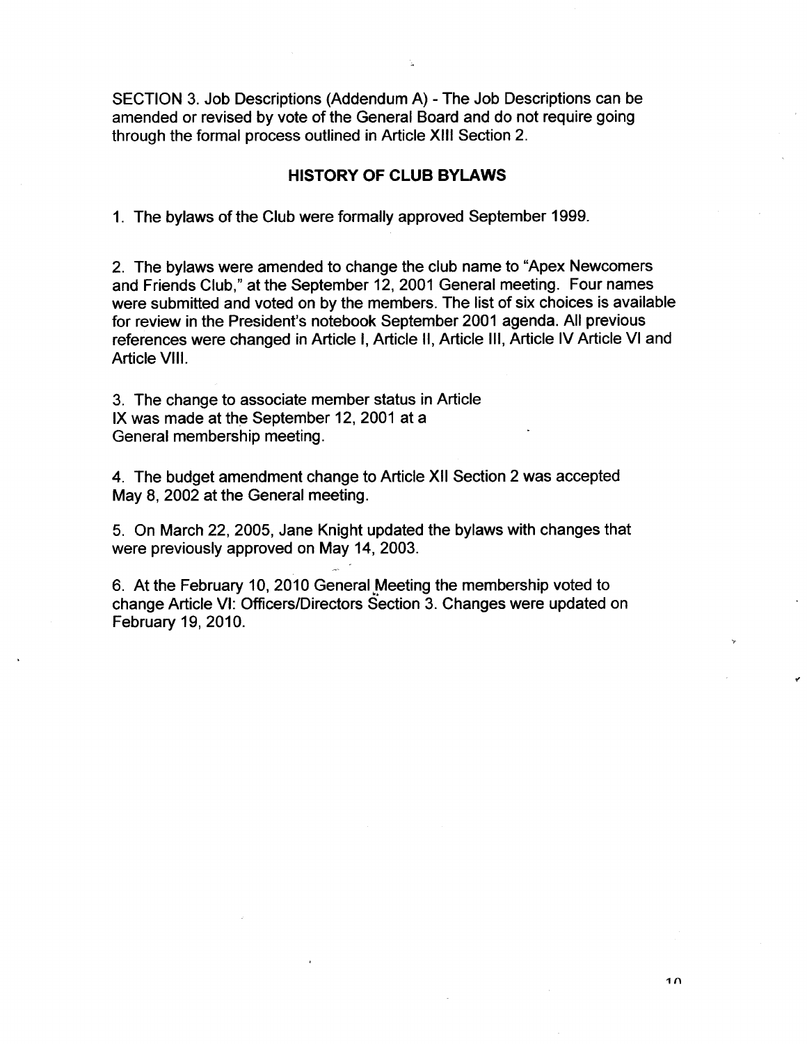SECTION 3. Job Descriptions (Addendum A) - The Job Descriptions can be amended or revised by vote of the General Board and do not require going through the formal process outlined in Article XIII Section 2.

## HISTORY OF CLUB BYLAWS

1. The bylaws of the Club were formally approved September 1999.

2. The bylaws were amended to change the club name to "Apex Newcomers and Friends Club," at the September 12, 2001 General meeting. Four names were submitted and voted on by the members. The list of six choices is available for review in the President's notebook September 2001 agenda. All previous references were changed in Article I, Article II, Article III, Article IV Article VI and Article VIII.

3. The change to associate member status in Article IX was made at the September 12, 2001 at a General membership meeting.

4. The budget amendment change to Article XII Section 2 was accepted May 8, 2002 at the General meeting.

5. On March 22, 2005, Jane Knight updated the bylaws with changes that were previously approved on May 14, 2003.

6. At the February 10, 2010 General Meeting the membership voted to change Article VI: Officers/Directors Section 3. Changes were updated on February 19, 2010.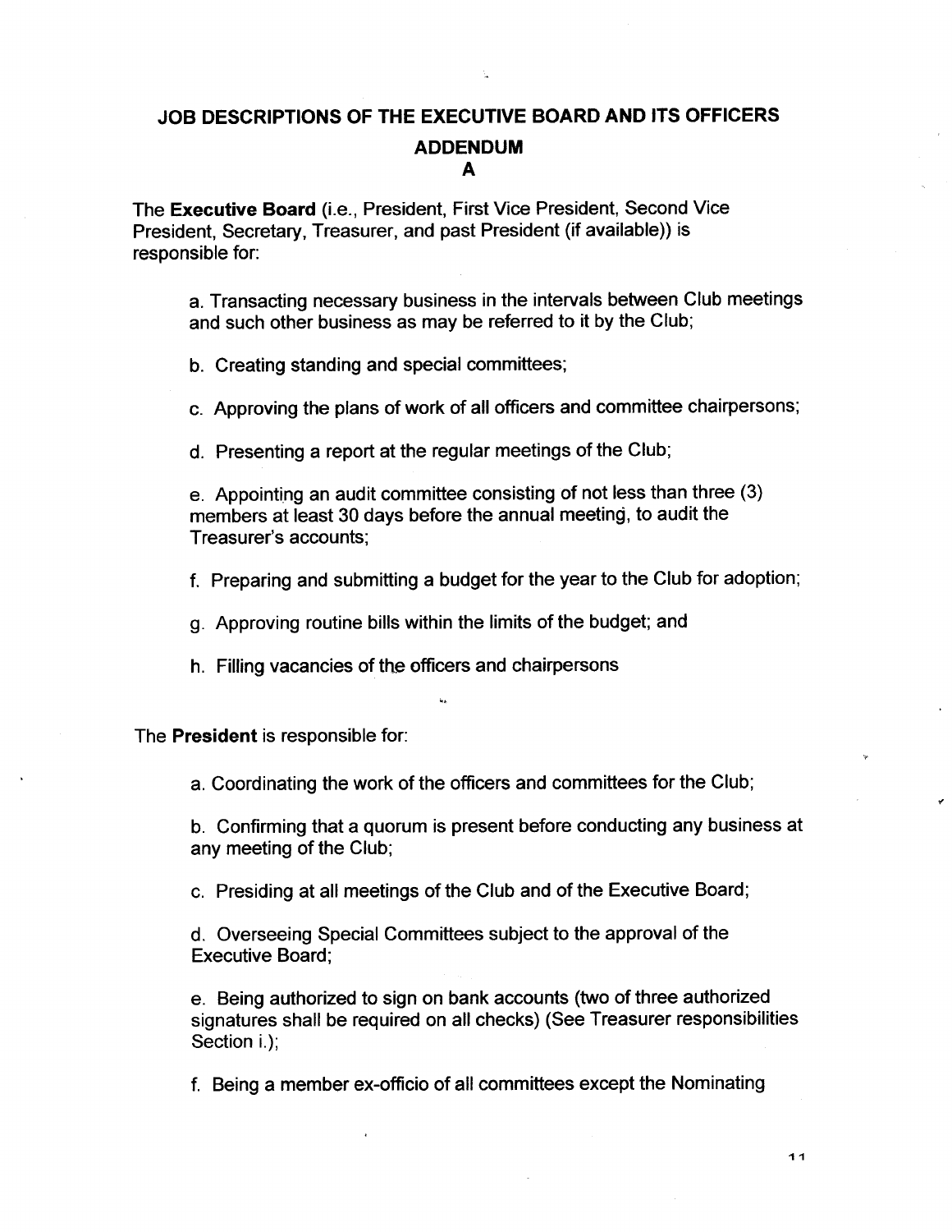## JOB DESCRIPTIONS OF THE EXECUTIVE BOARD AND ITS OFFICERS

## ADDENDUM

## A

The **Executive Board** (i.e., President, First Vice President, Second Vice President, Secretary, Treasurer, and past President (if available)) is responsible for:

a. Transacting necessary business in the intervals between Club meetings and such other business as may be referred to it by the Club;

b. Creating standing and special committees;

c. Approving the plans of work of all officers and committee chairpersons;

d. Presenting a report at the regular meetings of the Club;

e. Appointing an audit committee consisting of not less than three (3) members at least 30 days before the annual meeting, to audit the Treasurer's accounts;

f. Preparing and submitting a budget for the year to the Club for adoption;

g. Approving routine bills within the limits of the budget; and

h. Filling vacancies of the officers and chairpersons

The **President** is responsible for:

a. Coordinating the work of the officers and committees for the Club;

b. Confirming that a quorum is present before conducting any business at any meeting of the Club;

c. Presiding at all meetings of the Club and of the Executive Board;

d. Overseeing Special Committees subject to the approval of the Executive Board;

e. Being authorized to sign on bank accounts (two of three authorized signatures shall be required on all checks) (See Treasurer responsibilities Section i.);

f. Being a member ex-officio of all committees except the Nominating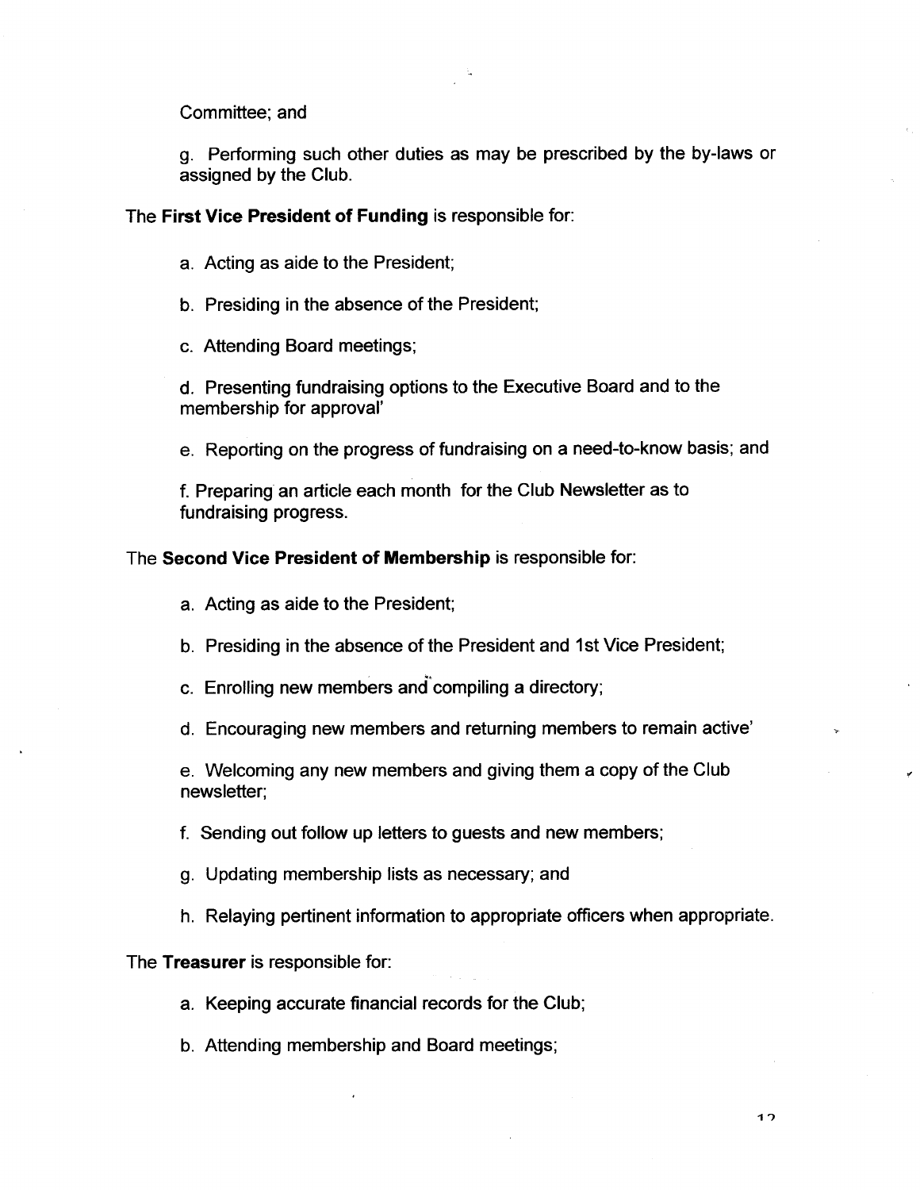Committee; and

g. Performing such other duties as may be prescribed by the by-laws or assigned by the Club.

The **First Vice President of Funding** is responsible for:

a. Acting as aide to the President;

b. Presiding in the absence of the President;

c. Attending Board meetings;

d. Presenting fundraising options to the Executive Board and to the membership for approval'

e. Reporting on the progress of fundraising on a need-to-know basis; and

f. Preparing an article each month for the Club Newsletter as to fundraising progress.

The **Second Vice President of Membership** is responsible for:

a. Acting as aide to the President;

b. Presiding in the absence of the President and 1st Vice President;

c. Enrolling new members and compiling a directory;

d. Encouraging new members and returning members to remain active'

e. Welcoming any new members and giving them a copy of the Club newsletter;

f. Sending out follow up letters to guests and new members;

g. Updating membership lists as necessary; and

h. Relaying pertinent information to appropriate officers when appropriate.

The **Treasurer** is responsible for:

a. Keeping accurate financial records for the Club;

b. Attending membership and Board meetings;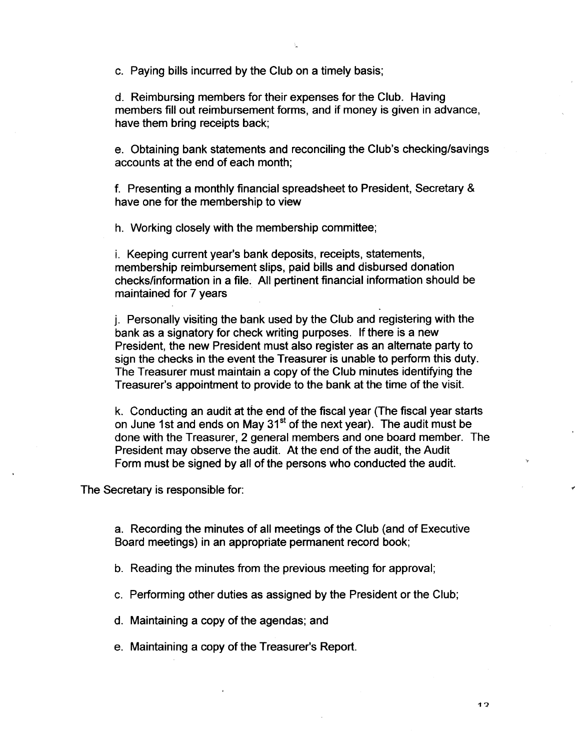c. Paying bills incurred by the Club on a timely basis;

d. Reimbursing members for their expenses for the Club. Having members fill out reimbursement forms, and if money is given in advance, have them bring receipts back;

e. Obtaining bank statements and reconciling the Club's checking/savings accounts at the end of each month;

f. Presenting a monthly financial spreadsheet to President, Secretary & have one for the membership to view

h. Working closely with the membership committee;

i. Keeping current year's bank deposits, receipts, statements, membership reimbursement slips, paid bills and disbursed donation checks/information in a file. All pertinent financial information should be maintained for 7 years

j. Personally visiting the bank used by the Club and registering with the bank as a signatory for check writing purposes. If there is a new President, the new President must also register as an alternate party to sign the checks in the event the Treasurer is unable to perform this duty. The Treasurer must maintain a copy of the Club minutes identifying the Treasurer's appointment to provide to the bank at the time of the visit.

k. Conducting an audit at the end of the fiscal year (The fiscal year starts on June 1st and ends on May 31st of the next year). The audit must be done with the Treasurer, 2 general members and one board member. The President may observe the audit. At the end of the audit, the Audit Form must be signed by all of the persons who conducted the audit.

The Secretary is responsible for:

a. Recording the minutes of all meetings of the Club (and of Executive Board meetings) in an appropriate permanent record book;

b. Reading the minutes from the previous meeting for approval;

c. Performing other duties as assigned by the President or the Club;

d. Maintaining a copy of the agendas; and

e. Maintaining a copy of the Treasurer's Report.